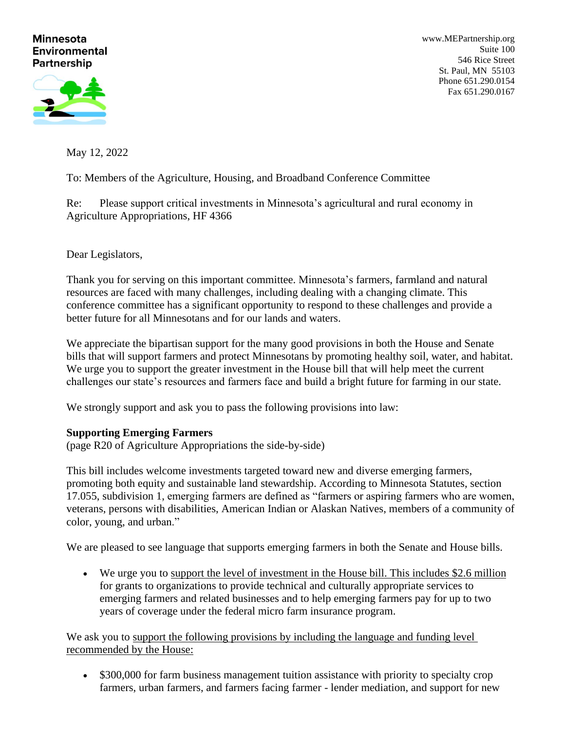**Minnesota Environmental Partnership**

www.MEPartnership.org
Suite 100
546 Rice Street
St. Paul, MN 55103
Phone 651.290.0154
Fax 651.290.0167

May 12, 2022

To: Members of the Agriculture, Housing, and Broadband Conference Committee

Re: Please support critical investments in Minnesota's agricultural and rural economy in Agriculture Appropriations, HF 4366

Dear Legislators,

Thank you for serving on this important committee. Minnesota's farmers, farmland and natural resources are faced with many challenges, including dealing with a changing climate. This conference committee has a significant opportunity to respond to these challenges and provide a better future for all Minnesotans and for our lands and waters.

We appreciate the bipartisan support for the many good provisions in both the House and Senate bills that will support farmers and protect Minnesotans by promoting healthy soil, water, and habitat. We urge you to support the greater investment in the House bill that will help meet the current challenges our state's resources and farmers face and build a bright future for farming in our state.

We strongly support and ask you to pass the following provisions into law:

**Supporting Emerging Farmers**
(page R20 of Agriculture Appropriations the side-by-side)

This bill includes welcome investments targeted toward new and diverse emerging farmers, promoting both equity and sustainable land stewardship. According to Minnesota Statutes, section 17.055, subdivision 1, emerging farmers are defined as "farmers or aspiring farmers who are women, veterans, persons with disabilities, American Indian or Alaskan Natives, members of a community of color, young, and urban."

We are pleased to see language that supports emerging farmers in both the Senate and House bills.

- We urge you to <u>support the level of investment in the House bill. This includes $2.6 million</u> for grants to organizations to provide technical and culturally appropriate services to emerging farmers and related businesses and to help emerging farmers pay for up to two years of coverage under the federal micro farm insurance program.

We ask you to <u>support the following provisions by including the language and funding level recommended by the House:</u>

- $300,000 for farm business management tuition assistance with priority to specialty crop farmers, urban farmers, and farmers facing farmer - lender mediation, and support for new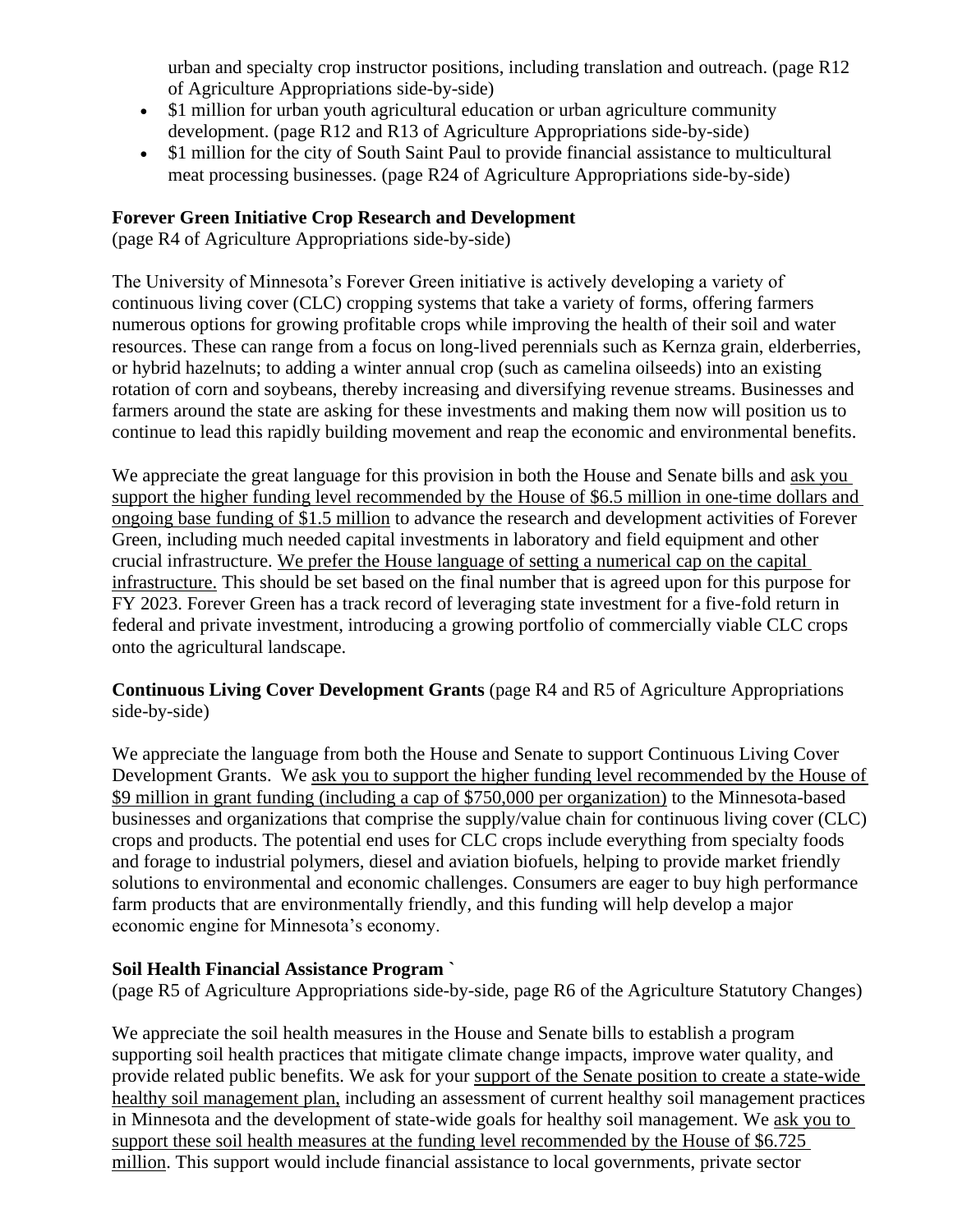urban and specialty crop instructor positions, including translation and outreach. (page R12 of Agriculture Appropriations side-by-side)

- $1 million for urban youth agricultural education or urban agriculture community development. (page R12 and R13 of Agriculture Appropriations side-by-side)
- $1 million for the city of South Saint Paul to provide financial assistance to multicultural meat processing businesses. (page R24 of Agriculture Appropriations side-by-side)

**Forever Green Initiative Crop Research and Development**
(page R4 of Agriculture Appropriations side-by-side)

The University of Minnesota's Forever Green initiative is actively developing a variety of continuous living cover (CLC) cropping systems that take a variety of forms, offering farmers numerous options for growing profitable crops while improving the health of their soil and water resources. These can range from a focus on long-lived perennials such as Kernza grain, elderberries, or hybrid hazelnuts; to adding a winter annual crop (such as camelina oilseeds) into an existing rotation of corn and soybeans, thereby increasing and diversifying revenue streams. Businesses and farmers around the state are asking for these investments and making them now will position us to continue to lead this rapidly building movement and reap the economic and environmental benefits.

We appreciate the great language for this provision in both the House and Senate bills and <u>ask you support the higher funding level recommended by the House of $6.5 million in one-time dollars and ongoing base funding of $1.5 million</u> to advance the research and development activities of Forever Green, including much needed capital investments in laboratory and field equipment and other crucial infrastructure. <u>We prefer the House language of setting a numerical cap on the capital infrastructure.</u> This should be set based on the final number that is agreed upon for this purpose for FY 2023. Forever Green has a track record of leveraging state investment for a five-fold return in federal and private investment, introducing a growing portfolio of commercially viable CLC crops onto the agricultural landscape.

**Continuous Living Cover Development Grants** (page R4 and R5 of Agriculture Appropriations side-by-side)

We appreciate the language from both the House and Senate to support Continuous Living Cover Development Grants. We <u>ask you to support the higher funding level recommended by the House of $9 million in grant funding (including a cap of $750,000 per organization)</u> to the Minnesota-based businesses and organizations that comprise the supply/value chain for continuous living cover (CLC) crops and products. The potential end uses for CLC crops include everything from specialty foods and forage to industrial polymers, diesel and aviation biofuels, helping to provide market friendly solutions to environmental and economic challenges. Consumers are eager to buy high performance farm products that are environmentally friendly, and this funding will help develop a major economic engine for Minnesota's economy.

**Soil Health Financial Assistance Program `**
(page R5 of Agriculture Appropriations side-by-side, page R6 of the Agriculture Statutory Changes)

We appreciate the soil health measures in the House and Senate bills to establish a program supporting soil health practices that mitigate climate change impacts, improve water quality, and provide related public benefits. We ask for your <u>support of the Senate position to create a state-wide healthy soil management plan,</u> including an assessment of current healthy soil management practices in Minnesota and the development of state-wide goals for healthy soil management. We <u>ask you to support these soil health measures at the funding level recommended by the House of $6.725 million</u>. This support would include financial assistance to local governments, private sector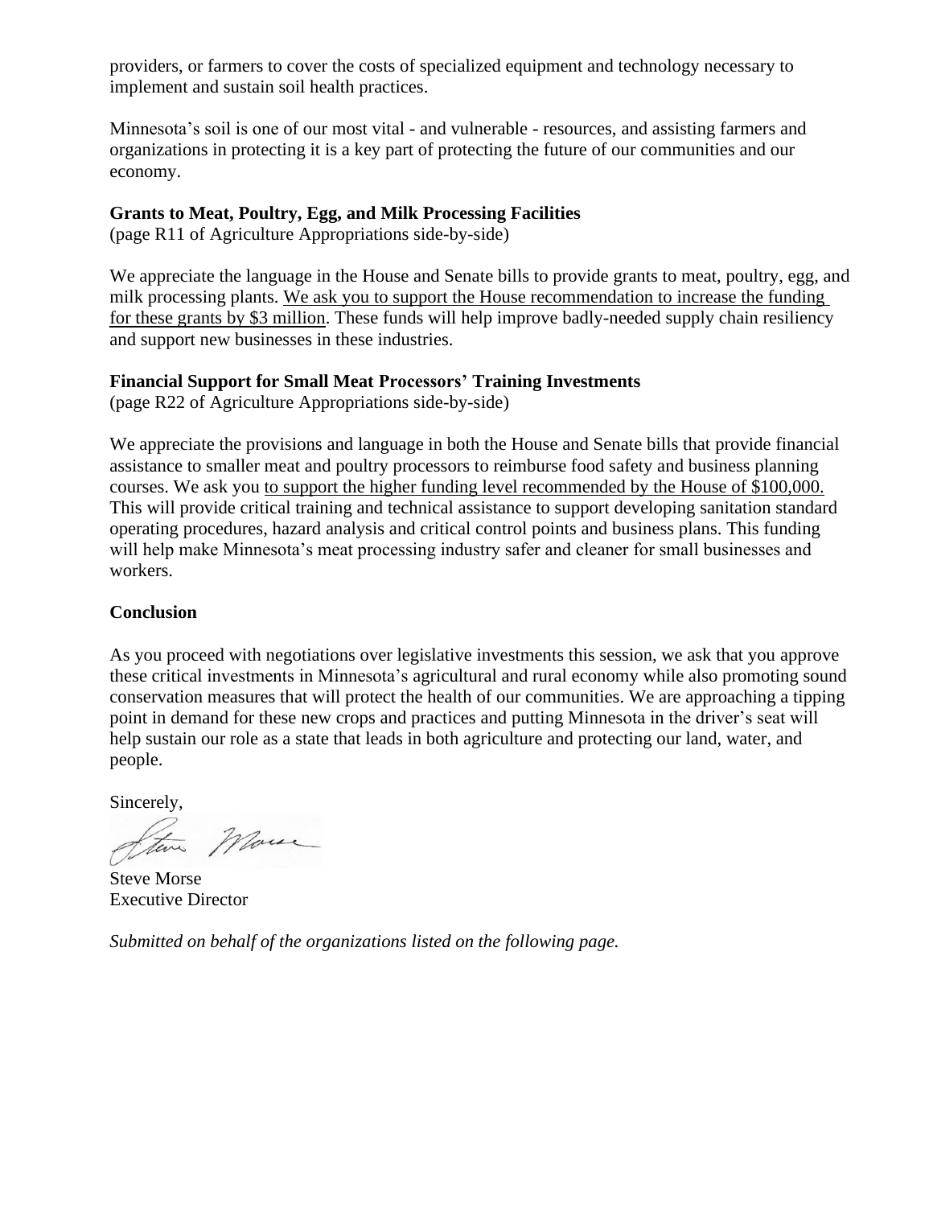providers, or farmers to cover the costs of specialized equipment and technology necessary to implement and sustain soil health practices.

Minnesota's soil is one of our most vital - and vulnerable - resources, and assisting farmers and organizations in protecting it is a key part of protecting the future of our communities and our economy.

**Grants to Meat, Poultry, Egg, and Milk Processing Facilities**
(page R11 of Agriculture Appropriations side-by-side)

We appreciate the language in the House and Senate bills to provide grants to meat, poultry, egg, and milk processing plants. <u>We ask you to support the House recommendation to increase the funding for these grants by $3 million</u>. These funds will help improve badly-needed supply chain resiliency and support new businesses in these industries.

**Financial Support for Small Meat Processors' Training Investments**
(page R22 of Agriculture Appropriations side-by-side)

We appreciate the provisions and language in both the House and Senate bills that provide financial assistance to smaller meat and poultry processors to reimburse food safety and business planning courses. We ask you <u>to support the higher funding level recommended by the House of $100,000.</u> This will provide critical training and technical assistance to support developing sanitation standard operating procedures, hazard analysis and critical control points and business plans. This funding will help make Minnesota's meat processing industry safer and cleaner for small businesses and workers.

**Conclusion**

As you proceed with negotiations over legislative investments this session, we ask that you approve these critical investments in Minnesota's agricultural and rural economy while also promoting sound conservation measures that will protect the health of our communities. We are approaching a tipping point in demand for these new crops and practices and putting Minnesota in the driver's seat will help sustain our role as a state that leads in both agriculture and protecting our land, water, and people.

Sincerely,

Steve Morse
Executive Director

*Submitted on behalf of the organizations listed on the following page.*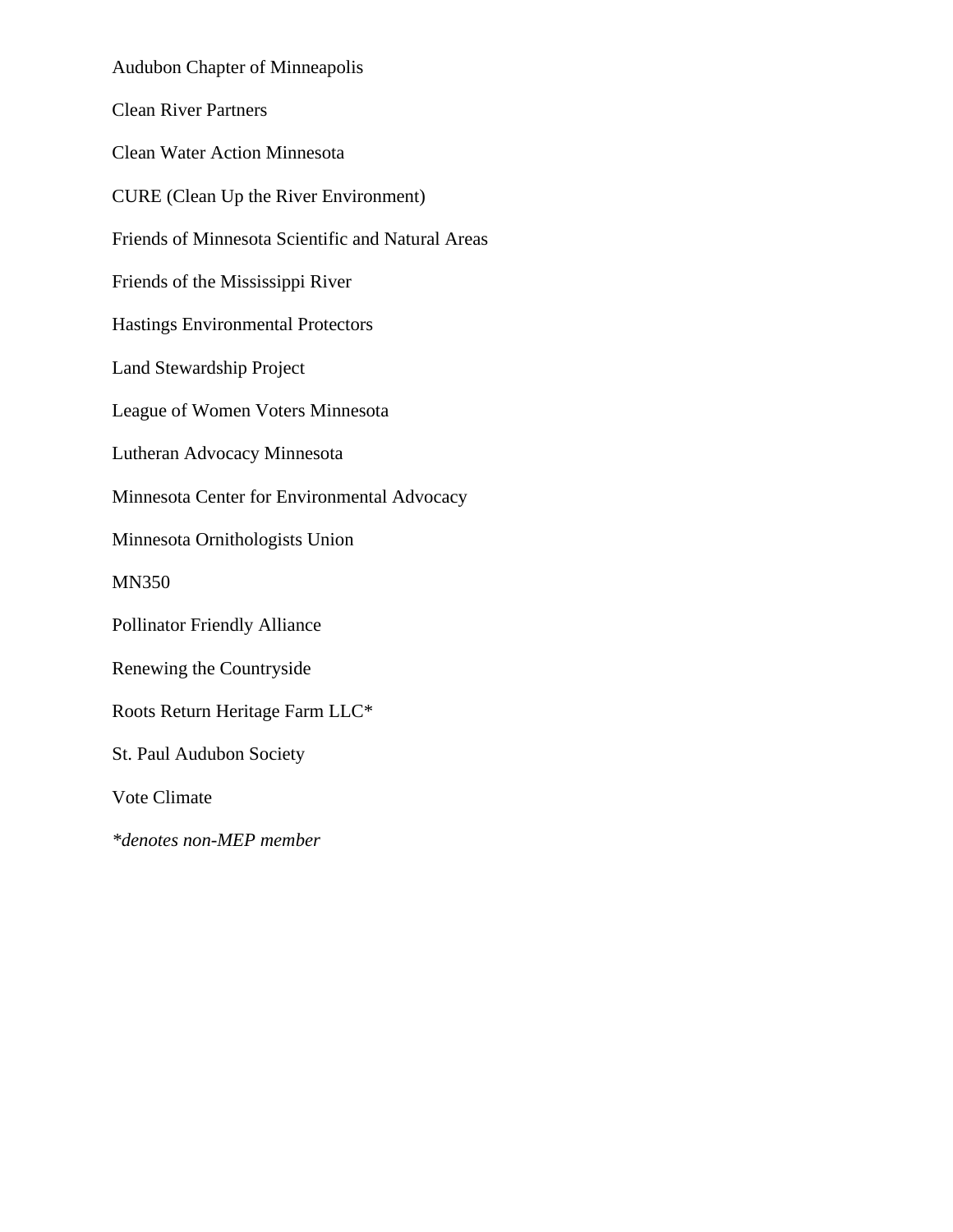Audubon Chapter of Minneapolis

Clean River Partners

Clean Water Action Minnesota

CURE (Clean Up the River Environment)

Friends of Minnesota Scientific and Natural Areas

Friends of the Mississippi River

Hastings Environmental Protectors

Land Stewardship Project

League of Women Voters Minnesota

Lutheran Advocacy Minnesota

Minnesota Center for Environmental Advocacy

Minnesota Ornithologists Union

MN350

Pollinator Friendly Alliance

Renewing the Countryside

Roots Return Heritage Farm LLC*

St. Paul Audubon Society

Vote Climate

*\*denotes non-MEP member*